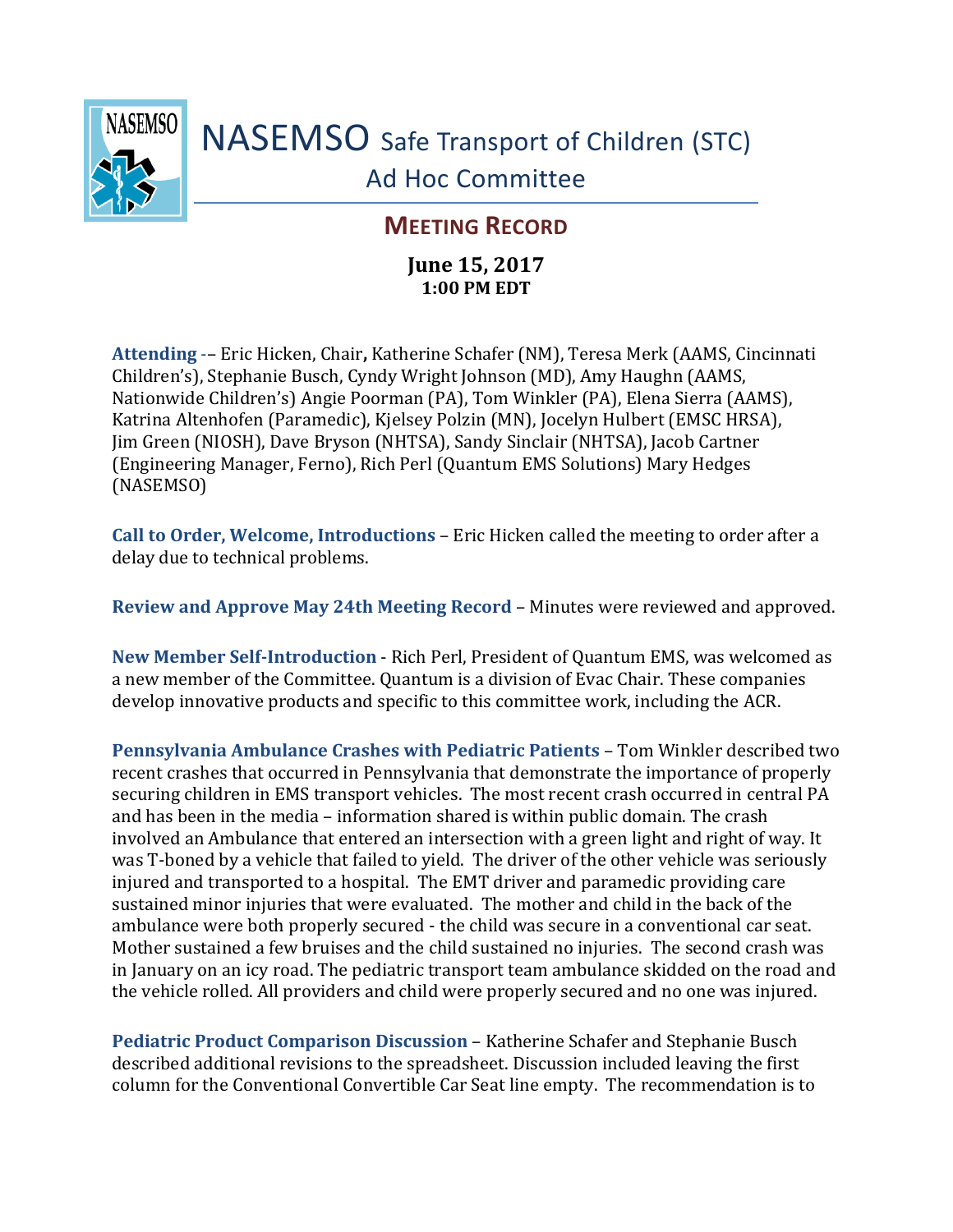# NASEMSO Safe Transport of Children (STC) Ad Hoc Committee

## MEETING RECORD

**June 15, 2017**
**1:00 PM EDT**

**Attending** -– Eric Hicken, Chair**,** Katherine Schafer (NM), Teresa Merk (AAMS, Cincinnati Children's), Stephanie Busch, Cyndy Wright Johnson (MD), Amy Haughn (AAMS, Nationwide Children's) Angie Poorman (PA), Tom Winkler (PA), Elena Sierra (AAMS), Katrina Altenhofen (Paramedic), Kjelsey Polzin (MN), Jocelyn Hulbert (EMSC HRSA), Jim Green (NIOSH), Dave Bryson (NHTSA), Sandy Sinclair (NHTSA), Jacob Cartner (Engineering Manager, Ferno), Rich Perl (Quantum EMS Solutions) Mary Hedges (NASEMSO)

**Call to Order, Welcome, Introductions** – Eric Hicken called the meeting to order after a delay due to technical problems.

**Review and Approve May 24th Meeting Record** – Minutes were reviewed and approved.

**New Member Self-Introduction** - Rich Perl, President of Quantum EMS, was welcomed as a new member of the Committee. Quantum is a division of Evac Chair. These companies develop innovative products and specific to this committee work, including the ACR.

**Pennsylvania Ambulance Crashes with Pediatric Patients** – Tom Winkler described two recent crashes that occurred in Pennsylvania that demonstrate the importance of properly securing children in EMS transport vehicles. The most recent crash occurred in central PA and has been in the media – information shared is within public domain. The crash involved an Ambulance that entered an intersection with a green light and right of way. It was T-boned by a vehicle that failed to yield. The driver of the other vehicle was seriously injured and transported to a hospital. The EMT driver and paramedic providing care sustained minor injuries that were evaluated. The mother and child in the back of the ambulance were both properly secured - the child was secure in a conventional car seat. Mother sustained a few bruises and the child sustained no injuries. The second crash was in January on an icy road. The pediatric transport team ambulance skidded on the road and the vehicle rolled. All providers and child were properly secured and no one was injured.

**Pediatric Product Comparison Discussion** – Katherine Schafer and Stephanie Busch described additional revisions to the spreadsheet. Discussion included leaving the first column for the Conventional Convertible Car Seat line empty. The recommendation is to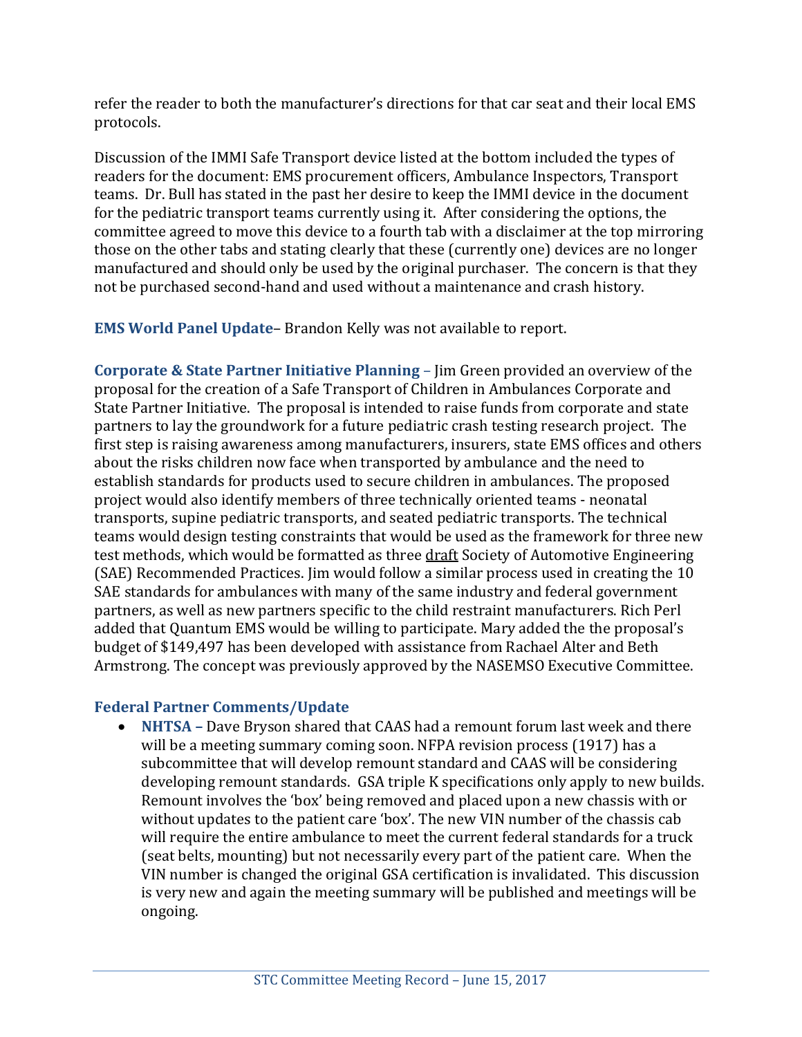refer the reader to both the manufacturer's directions for that car seat and their local EMS protocols.

Discussion of the IMMI Safe Transport device listed at the bottom included the types of readers for the document: EMS procurement officers, Ambulance Inspectors, Transport teams. Dr. Bull has stated in the past her desire to keep the IMMI device in the document for the pediatric transport teams currently using it. After considering the options, the committee agreed to move this device to a fourth tab with a disclaimer at the top mirroring those on the other tabs and stating clearly that these (currently one) devices are no longer manufactured and should only be used by the original purchaser. The concern is that they not be purchased second-hand and used without a maintenance and crash history.

**EMS World Panel Update**– Brandon Kelly was not available to report.

**Corporate & State Partner Initiative Planning** – Jim Green provided an overview of the proposal for the creation of a Safe Transport of Children in Ambulances Corporate and State Partner Initiative. The proposal is intended to raise funds from corporate and state partners to lay the groundwork for a future pediatric crash testing research project. The first step is raising awareness among manufacturers, insurers, state EMS offices and others about the risks children now face when transported by ambulance and the need to establish standards for products used to secure children in ambulances. The proposed project would also identify members of three technically oriented teams - neonatal transports, supine pediatric transports, and seated pediatric transports. The technical teams would design testing constraints that would be used as the framework for three new test methods, which would be formatted as three draft Society of Automotive Engineering (SAE) Recommended Practices. Jim would follow a similar process used in creating the 10 SAE standards for ambulances with many of the same industry and federal government partners, as well as new partners specific to the child restraint manufacturers. Rich Perl added that Quantum EMS would be willing to participate. Mary added the the proposal's budget of $149,497 has been developed with assistance from Rachael Alter and Beth Armstrong. The concept was previously approved by the NASEMSO Executive Committee.

## Federal Partner Comments/Update

- **NHTSA –** Dave Bryson shared that CAAS had a remount forum last week and there will be a meeting summary coming soon. NFPA revision process (1917) has a subcommittee that will develop remount standard and CAAS will be considering developing remount standards. GSA triple K specifications only apply to new builds. Remount involves the 'box' being removed and placed upon a new chassis with or without updates to the patient care 'box'. The new VIN number of the chassis cab will require the entire ambulance to meet the current federal standards for a truck (seat belts, mounting) but not necessarily every part of the patient care. When the VIN number is changed the original GSA certification is invalidated. This discussion is very new and again the meeting summary will be published and meetings will be ongoing.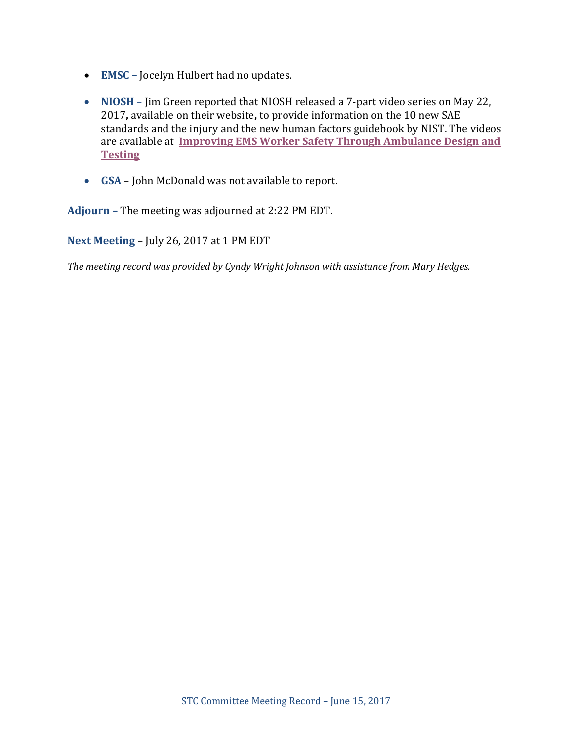- **EMSC –** Jocelyn Hulbert had no updates.

- **NIOSH** – Jim Green reported that NIOSH released a 7-part video series on May 22, 2017**,** available on their website**,** to provide information on the 10 new SAE standards and the injury and the new human factors guidebook by NIST. The videos are available at **Improving EMS Worker Safety Through Ambulance Design and Testing**

- **GSA** – John McDonald was not available to report.

**Adjourn –** The meeting was adjourned at 2:22 PM EDT.

**Next Meeting** – July 26, 2017 at 1 PM EDT

*The meeting record was provided by Cyndy Wright Johnson with assistance from Mary Hedges.*